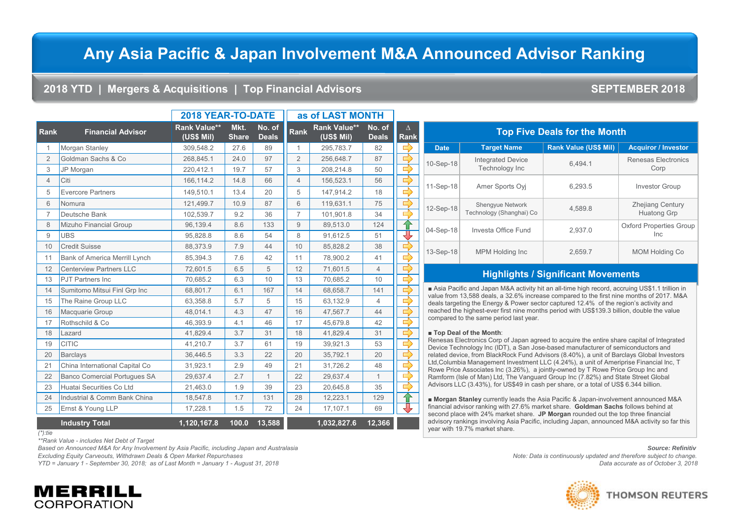# Any Asia Pacific & Japan Involvement M&A Announced Advisor Ranking

## 2018 YTD | Mergers & Acquisitions | Top Financial Advisors

**SEPTEMBER 2018**

| | | 2018 YEAR-TO-DATE | | | as of LAST MONTH | | | |
|---|---|---|---|---|---|---|---|---|
| Rank | Financial Advisor | Rank Value** (US$ Mil) | Mkt. Share | No. of Deals | Rank | Rank Value** (US$ Mil) | No. of Deals | ∆ Rank |
| 1 | Morgan Stanley | 309,548.2 | 27.6 | 89 | 1 | 295,783.7 | 82 | ⇨ |
| 2 | Goldman Sachs & Co | 268,845.1 | 24.0 | 97 | 2 | 256,648.7 | 87 | ⇨ |
| 3 | JP Morgan | 220,412.1 | 19.7 | 57 | 3 | 208,214.8 | 50 | ⇨ |
| 4 | Citi | 166,114.2 | 14.8 | 66 | 4 | 156,523.1 | 56 | ⇨ |
| 5 | Evercore Partners | 149,510.1 | 13.4 | 20 | 5 | 147,914.2 | 18 | ⇨ |
| 6 | Nomura | 121,499.7 | 10.9 | 87 | 6 | 119,631.1 | 75 | ⇨ |
| 7 | Deutsche Bank | 102,539.7 | 9.2 | 36 | 7 | 101,901.8 | 34 | ⇨ |
| 8 | Mizuho Financial Group | 96,139.4 | 8.6 | 133 | 9 | 89,513.0 | 124 | ⇧ |
| 9 | UBS | 95,828.8 | 8.6 | 54 | 8 | 91,612.5 | 51 | ⇩ |
| 10 | Credit Suisse | 88,373.9 | 7.9 | 44 | 10 | 85,828.2 | 38 | ⇨ |
| 11 | Bank of America Merrill Lynch | 85,394.3 | 7.6 | 42 | 11 | 78,900.2 | 41 | ⇨ |
| 12 | Centerview Partners LLC | 72,601.5 | 6.5 | 5 | 12 | 71,601.5 | 4 | ⇨ |
| 13 | PJT Partners Inc | 70,685.2 | 6.3 | 10 | 13 | 70,685.2 | 10 | ⇨ |
| 14 | Sumitomo Mitsui Finl Grp Inc | 68,801.7 | 6.1 | 167 | 14 | 68,658.7 | 141 | ⇨ |
| 15 | The Raine Group LLC | 63,358.8 | 5.7 | 5 | 15 | 63,132.9 | 4 | ⇨ |
| 16 | Macquarie Group | 48,014.1 | 4.3 | 47 | 16 | 47,567.7 | 44 | ⇨ |
| 17 | Rothschild & Co | 46,393.9 | 4.1 | 46 | 17 | 45,679.8 | 42 | ⇨ |
| 18 | Lazard | 41,829.4 | 3.7 | 31 | 18 | 41,829.4 | 31 | ⇨ |
| 19 | CITIC | 41,210.7 | 3.7 | 61 | 19 | 39,921.3 | 53 | ⇨ |
| 20 | Barclays | 36,446.5 | 3.3 | 22 | 20 | 35,792.1 | 20 | ⇨ |
| 21 | China International Capital Co | 31,923.1 | 2.9 | 49 | 21 | 31,726.2 | 48 | ⇨ |
| 22 | Banco Comercial Portugues SA | 29,637.4 | 2.7 | 1 | 22 | 29,637.4 | 1 | ⇨ |
| 23 | Huatai Securities Co Ltd | 21,463.0 | 1.9 | 39 | 23 | 20,645.8 | 35 | ⇨ |
| 24 | Industrial & Comm Bank China | 18,547.8 | 1.7 | 131 | 28 | 12,223.1 | 129 | ⇧ |
| 25 | Ernst & Young LLP | 17,228.1 | 1.5 | 72 | 24 | 17,107.1 | 69 | ⇩ |
| | **Industry Total** | **1,120,167.8** | **100.0** | **13,588** | | **1,032,827.6** | **12,366** | |

*(*):tie*
*\*\*Rank Value - includes Net Debt of Target*
*Based on Announced M&A for Any Involvement by Asia Pacific, including Japan and Australasia*
*Excluding Equity Carveouts, Withdrawn Deals & Open Market Repurchases*
*YTD = January 1 - September 30, 2018; as of Last Month = January 1 - August 31, 2018*

### Top Five Deals for the Month

| Date | Target Name | Rank Value (US$ Mil) | Acquiror / Investor |
|---|---|---|---|
| 10-Sep-18 | Integrated Device Technology Inc | 6,494.1 | Renesas Electronics Corp |
| 11-Sep-18 | Amer Sports Oyj | 6,293.5 | Investor Group |
| 12-Sep-18 | Shengyue Network Technology (Shanghai) Co | 4,589.8 | Zhejiang Century Huatong Grp |
| 04-Sep-18 | Investa Office Fund | 2,937.0 | Oxford Properties Group Inc |
| 13-Sep-18 | MPM Holding Inc | 2,659.7 | MOM Holding Co |

### Highlights / Significant Movements

■ Asia Pacific and Japan M&A activity hit an all-time high record, accruing US$1.1 trillion in value from 13,588 deals, a 32.6% increase compared to the first nine months of 2017. M&A deals targeting the Energy & Power sector captured 12.4% of the region's activity and reached the highest-ever first nine months period with US$139.3 billion, double the value compared to the same period last year.

■ **Top Deal of the Month**:
Renesas Electronics Corp of Japan agreed to acquire the entire share capital of Integrated Device Technology Inc (IDT), a San Jose-based manufacturer of semiconductors and related device, from BlackRock Fund Advisors (8.40%), a unit of Barclays Global Investors Ltd,Columbia Management Investment LLC (4.24%), a unit of Ameriprise Financial Inc, T Rowe Price Associates Inc (3.26%), a jointly-owned by T Rowe Price Group Inc and Ramform (Isle of Man) Ltd, The Vanguard Group Inc (7.82%) and State Street Global Advisors LLC (3.43%), for US$49 in cash per share, or a total of US$ 6.344 billion.

■ **Morgan Stanley** currently leads the Asia Pacific & Japan-involvement announced M&A financial advisor ranking with 27.6% market share. **Goldman Sachs** follows behind at second place with 24% market share. **JP Morgan** rounded out the top three financial advisory rankings involving Asia Pacific, including Japan, announced M&A activity so far this year with 19.7% market share.

**Source: Refinitiv**
*Note: Data is continuously updated and therefore subject to change.*
*Data accurate as of October 3, 2018*

MERRILL CORPORATION

THOMSON REUTERS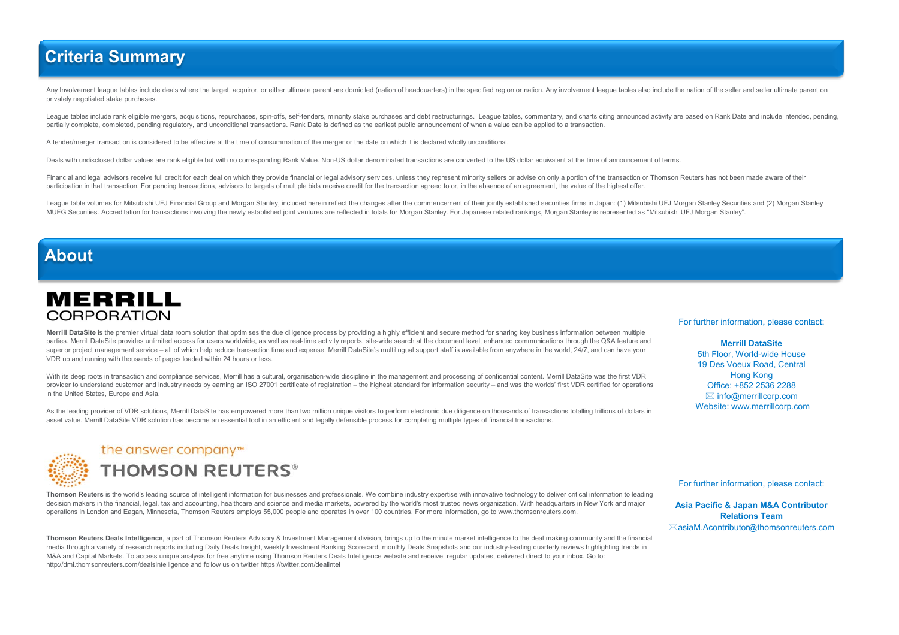## Criteria Summary

Any Involvement league tables include deals where the target, acquiror, or either ultimate parent are domiciled (nation of headquarters) in the specified region or nation. Any involvement league tables also include the nation of the seller and seller ultimate parent on privately negotiated stake purchases.

League tables include rank eligible mergers, acquisitions, repurchases, spin-offs, self-tenders, minority stake purchases and debt restructurings. League tables, commentary, and charts citing announced activity are based on Rank Date and include intended, pending, partially complete, completed, pending regulatory, and unconditional transactions. Rank Date is defined as the earliest public announcement of when a value can be applied to a transaction.

A tender/merger transaction is considered to be effective at the time of consummation of the merger or the date on which it is declared wholly unconditional.

Deals with undisclosed dollar values are rank eligible but with no corresponding Rank Value. Non-US dollar denominated transactions are converted to the US dollar equivalent at the time of announcement of terms.

Financial and legal advisors receive full credit for each deal on which they provide financial or legal advisory services, unless they represent minority sellers or advise on only a portion of the transaction or Thomson Reuters has not been made aware of their participation in that transaction. For pending transactions, advisors to targets of multiple bids receive credit for the transaction agreed to or, in the absence of an agreement, the value of the highest offer.

League table volumes for Mitsubishi UFJ Financial Group and Morgan Stanley, included herein reflect the changes after the commencement of their jointly established securities firms in Japan: (1) Mitsubishi UFJ Morgan Stanley Securities and (2) Morgan Stanley MUFG Securities. Accreditation for transactions involving the newly established joint ventures are reflected in totals for Morgan Stanley. For Japanese related rankings, Morgan Stanley is represented as "Mitsubishi UFJ Morgan Stanley".

## About

MERRILL CORPORATION

**Merrill DataSite** is the premier virtual data room solution that optimises the due diligence process by providing a highly efficient and secure method for sharing key business information between multiple parties. Merrill DataSite provides unlimited access for users worldwide, as well as real-time activity reports, site-wide search at the document level, enhanced communications through the Q&A feature and superior project management service – all of which help reduce transaction time and expense. Merrill DataSite's multilingual support staff is available from anywhere in the world, 24/7, and can have your VDR up and running with thousands of pages loaded within 24 hours or less.

With its deep roots in transaction and compliance services, Merrill has a cultural, organisation-wide discipline in the management and processing of confidential content. Merrill DataSite was the first VDR provider to understand customer and industry needs by earning an ISO 27001 certificate of registration – the highest standard for information security – and was the worlds' first VDR certified for operations in the United States, Europe and Asia.

As the leading provider of VDR solutions, Merrill DataSite has empowered more than two million unique visitors to perform electronic due diligence on thousands of transactions totalling trillions of dollars in asset value. Merrill DataSite VDR solution has become an essential tool in an efficient and legally defensible process for completing multiple types of financial transactions.

For further information, please contact:

**Merrill DataSite**
5th Floor, World-wide House
19 Des Voeux Road, Central
Hong Kong
Office: +852 2536 2288
info@merrillcorp.com
Website: www.merrillcorp.com

the answer company™ THOMSON REUTERS®

**Thomson Reuters** is the world's leading source of intelligent information for businesses and professionals. We combine industry expertise with innovative technology to deliver critical information to leading decision makers in the financial, legal, tax and accounting, healthcare and science and media markets, powered by the world's most trusted news organization. With headquarters in New York and major operations in London and Eagan, Minnesota, Thomson Reuters employs 55,000 people and operates in over 100 countries. For more information, go to www.thomsonreuters.com.

**Thomson Reuters Deals Intelligence**, a part of Thomson Reuters Advisory & Investment Management division, brings up to the minute market intelligence to the deal making community and the financial media through a variety of research reports including Daily Deals Insight, weekly Investment Banking Scorecard, monthly Deals Snapshots and our industry-leading quarterly reviews highlighting trends in M&A and Capital Markets. To access unique analysis for free anytime using Thomson Reuters Deals Intelligence website and receive regular updates, delivered direct to your inbox. Go to: http://dmi.thomsonreuters.com/dealsintelligence and follow us on twitter https://twitter.com/dealintel

For further information, please contact:

**Asia Pacific & Japan M&A Contributor Relations Team**
asiaM.Acontributor@thomsonreuters.com